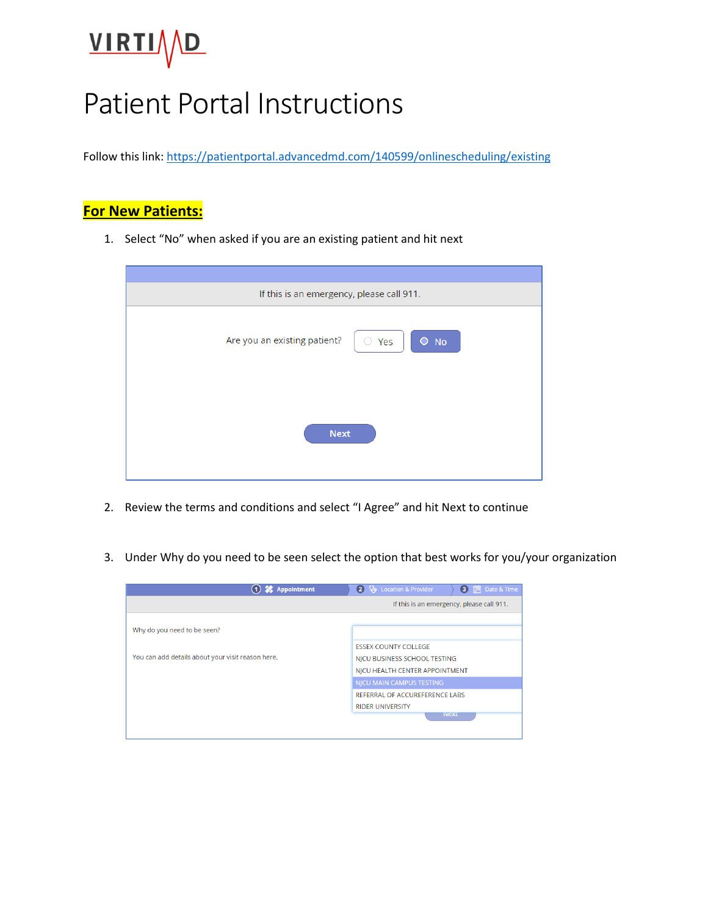# Patient Portal Instructions

Follow this link: [https://patientportal.advancedmd.com/140599/onlinescheduling/existing](https://patientportal.advancedmd.com/140599/onlinescheduling/existing)

## For New Patients:

1. Select "No" when asked if you are an existing patient and hit next

2. Review the terms and conditions and select "I Agree" and hit Next to continue

3. Under Why do you need to be seen select the option that best works for you/your organization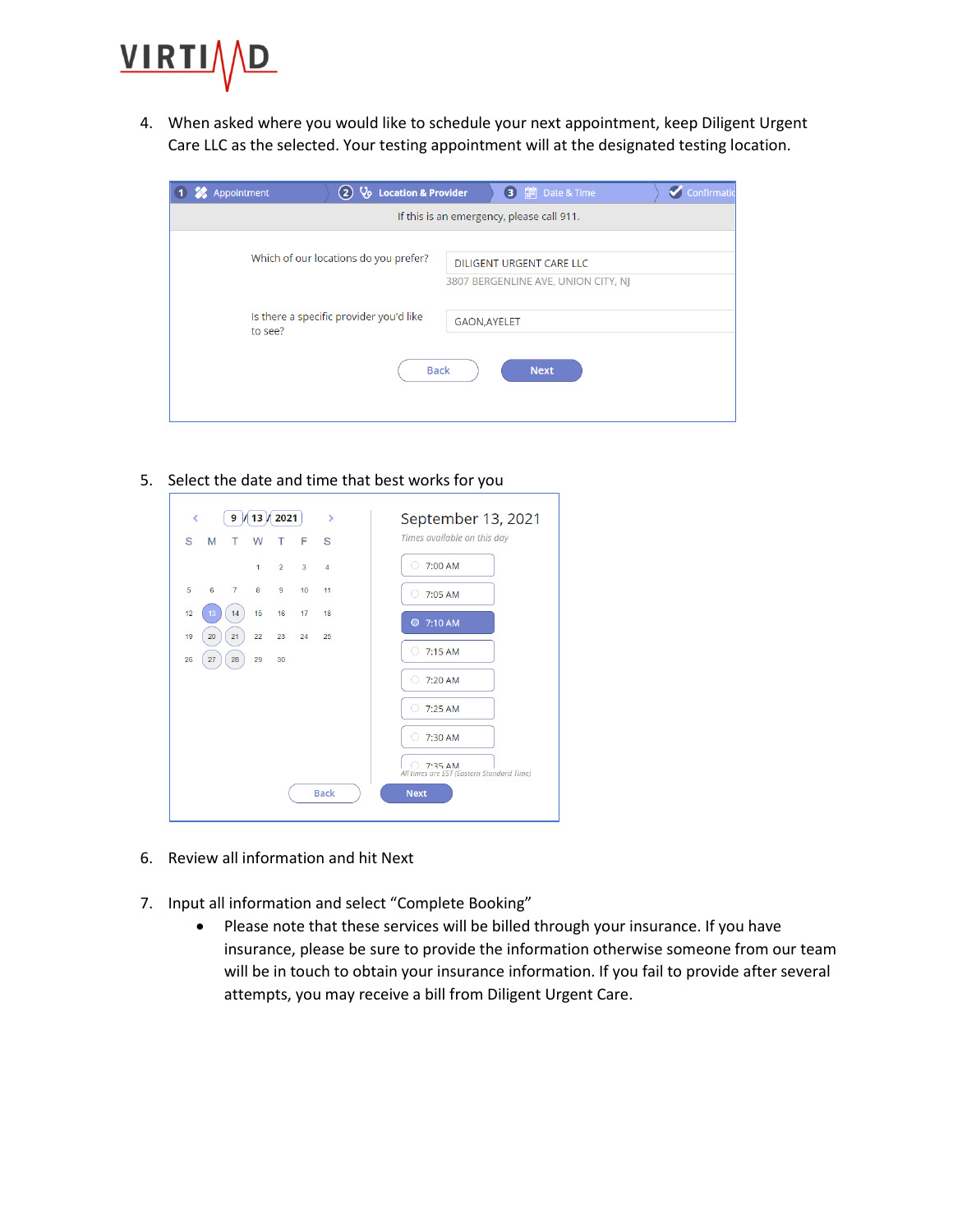4. When asked where you would like to schedule your next appointment, keep Diligent Urgent Care LLC as the selected. Your testing appointment will at the designated testing location.

5. Select the date and time that best works for you

6. Review all information and hit Next

7. Input all information and select "Complete Booking"
   - Please note that these services will be billed through your insurance. If you have insurance, please be sure to provide the information otherwise someone from our team will be in touch to obtain your insurance information. If you fail to provide after several attempts, you may receive a bill from Diligent Urgent Care.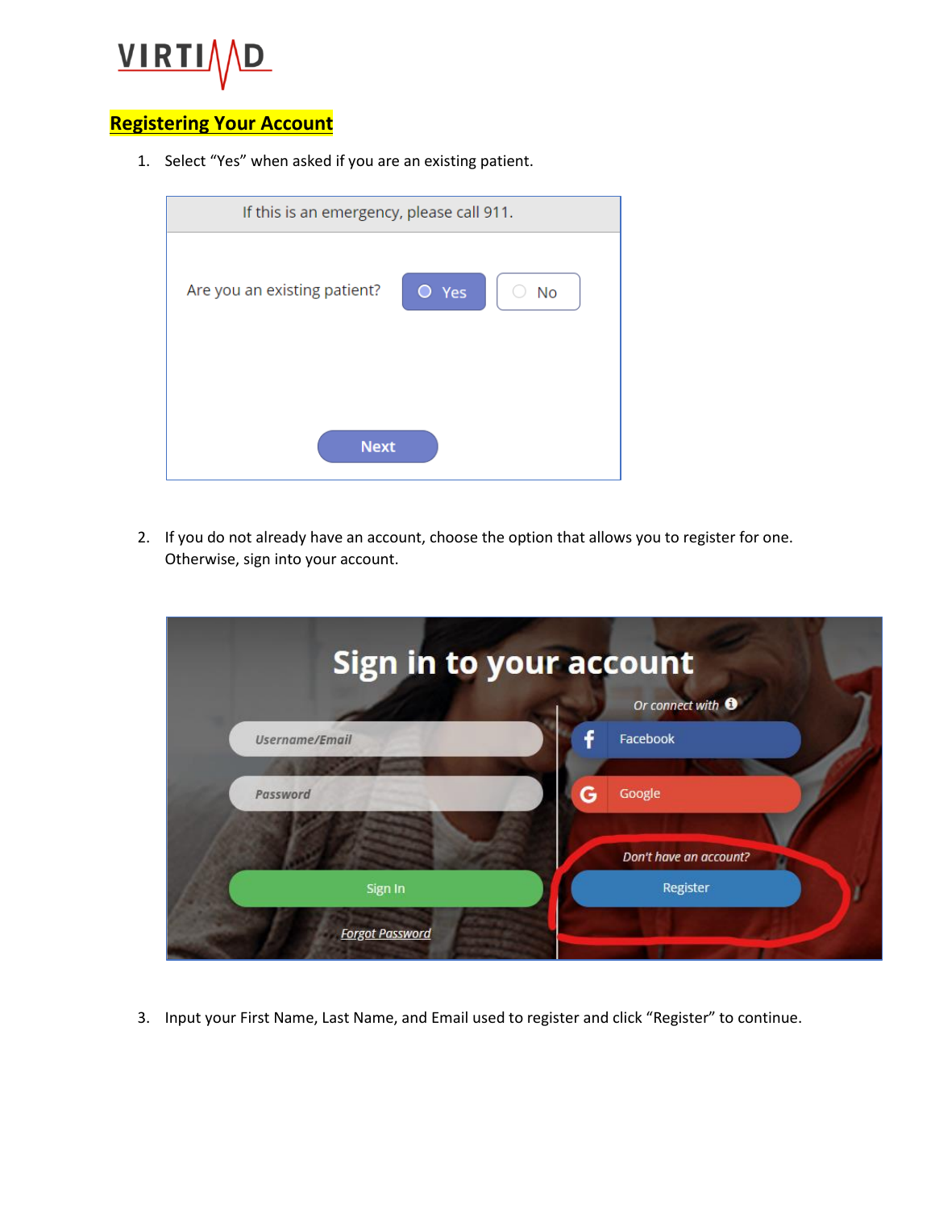VIRTIMD

## Registering Your Account

1. Select "Yes" when asked if you are an existing patient.

2. If you do not already have an account, choose the option that allows you to register for one. Otherwise, sign into your account.

3. Input your First Name, Last Name, and Email used to register and click "Register" to continue.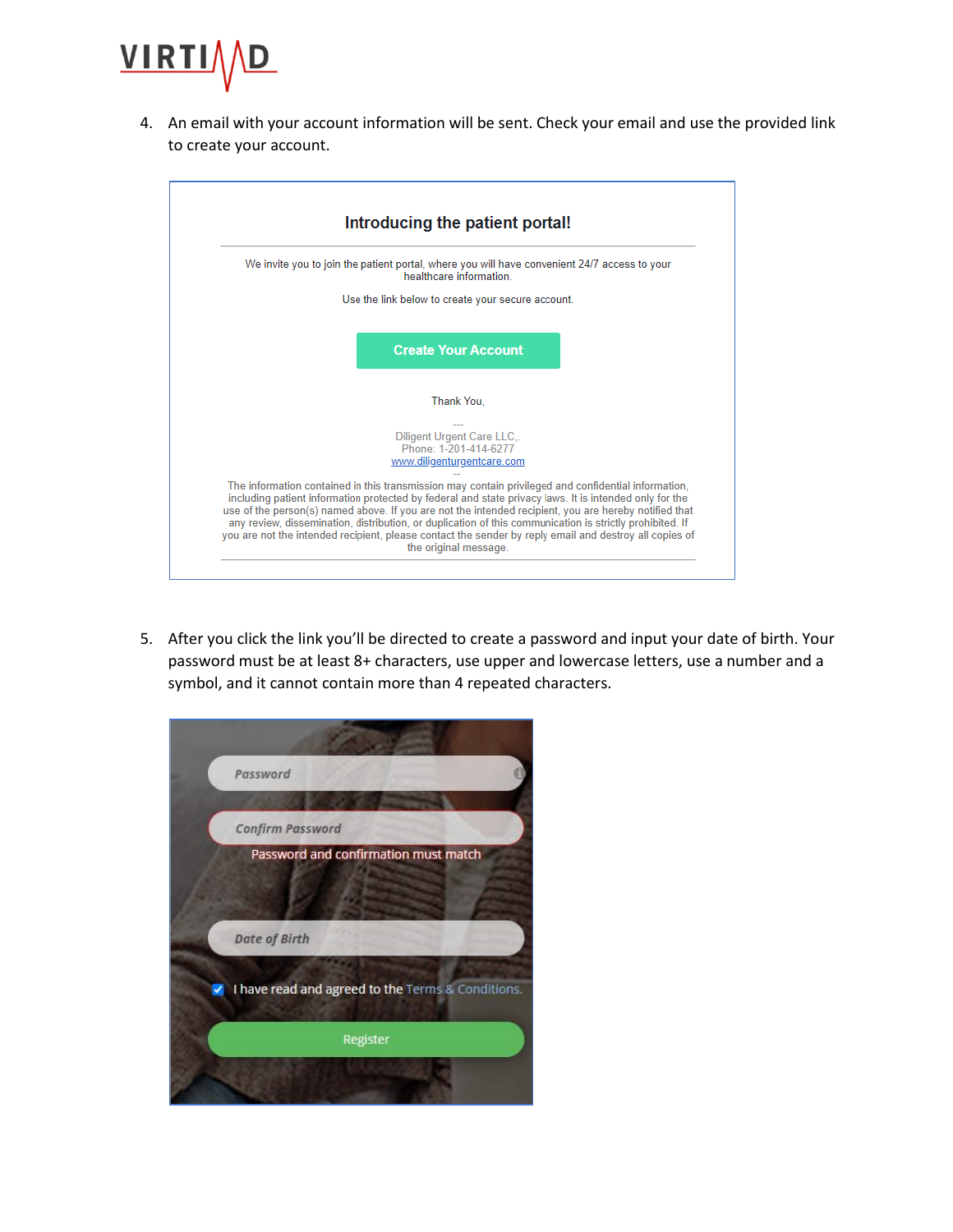4. An email with your account information will be sent. Check your email and use the provided link to create your account.

**Introducing the patient portal!**

We invite you to join the patient portal, where you will have convenient 24/7 access to your healthcare information.

Use the link below to create your secure account.

**Create Your Account**

Thank You,

---
Diligent Urgent Care LLC,.
Phone: 1-201-414-6277
www.diligenturgentcare.com
---

The information contained in this transmission may contain privileged and confidential information, including patient information protected by federal and state privacy laws. It is intended only for the use of the person(s) named above. If you are not the intended recipient, you are hereby notified that any review, dissemination, distribution, or duplication of this communication is strictly prohibited. If you are not the intended recipient, please contact the sender by reply email and destroy all copies of the original message.

5. After you click the link you'll be directed to create a password and input your date of birth. Your password must be at least 8+ characters, use upper and lowercase letters, use a number and a symbol, and it cannot contain more than 4 repeated characters.

Password

Confirm Password

Password and confirmation must match

Date of Birth

I have read and agreed to the Terms & Conditions.

Register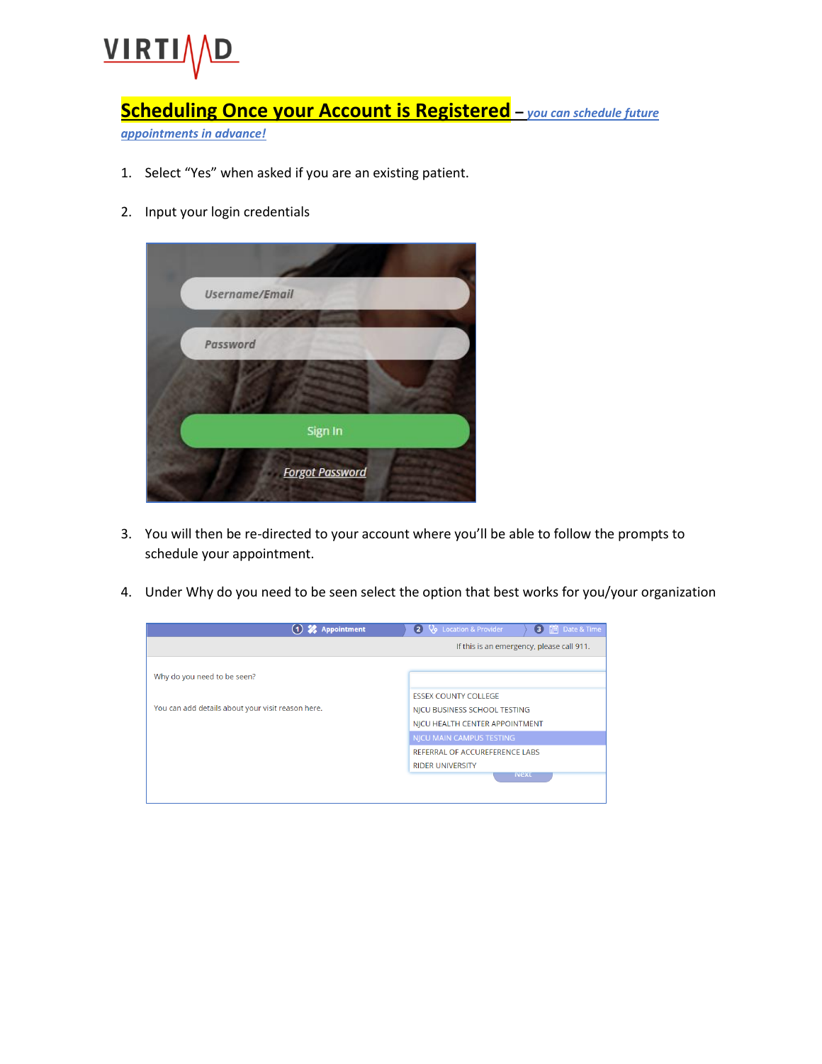**Scheduling Once your Account is Registered** – ***you can schedule future appointments in advance!***

1. Select "Yes" when asked if you are an existing patient.

2. Input your login credentials

Username/Email

Password

Sign In

Forgot Password

3. You will then be re-directed to your account where you'll be able to follow the prompts to schedule your appointment.

4. Under Why do you need to be seen select the option that best works for you/your organization

1 Appointment | 2 Location & Provider | 3 Date & Time

If this is an emergency, please call 911.

Why do you need to be seen?

You can add details about your visit reason here.

ESSEX COUNTY COLLEGE
NJCU BUSINESS SCHOOL TESTING
NJCU HEALTH CENTER APPOINTMENT
NJCU MAIN CAMPUS TESTING
REFERRAL OF ACCUREFERENCE LABS
RIDER UNIVERSITY

Next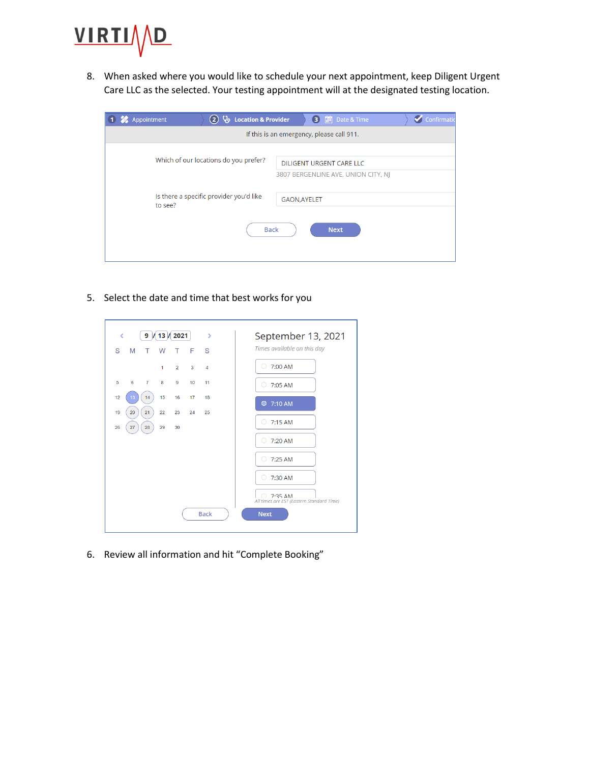8. When asked where you would like to schedule your next appointment, keep Diligent Urgent Care LLC as the selected. Your testing appointment will at the designated testing location.

1 Appointment | 2 Location & Provider | 3 Date & Time | Confirmatic

If this is an emergency, please call 911.

Which of our locations do you prefer?

DILIGENT URGENT CARE LLC
3807 BERGENLINE AVE, UNION CITY, NJ

Is there a specific provider you'd like to see?

GAON,AYELET

Back | Next

5. Select the date and time that best works for you

9 / 13 / 2021

| S | M | T | W | T | F | S |
|---|---|---|---|---|---|---|
| | | | 1 | 2 | 3 | 4 |
| 5 | 6 | 7 | 8 | 9 | 10 | 11 |
| 12 | 13 | 14 | 15 | 16 | 17 | 18 |
| 19 | 20 | 21 | 22 | 23 | 24 | 25 |
| 26 | 27 | 28 | 29 | 30 | | |

September 13, 2021

*Times available on this day*

- 7:00 AM
- 7:05 AM
- 7:10 AM
- 7:15 AM
- 7:20 AM
- 7:25 AM
- 7:30 AM
- 7:35 AM

*All times are EST (Eastern Standard Time)*

Back | Next

6. Review all information and hit "Complete Booking"